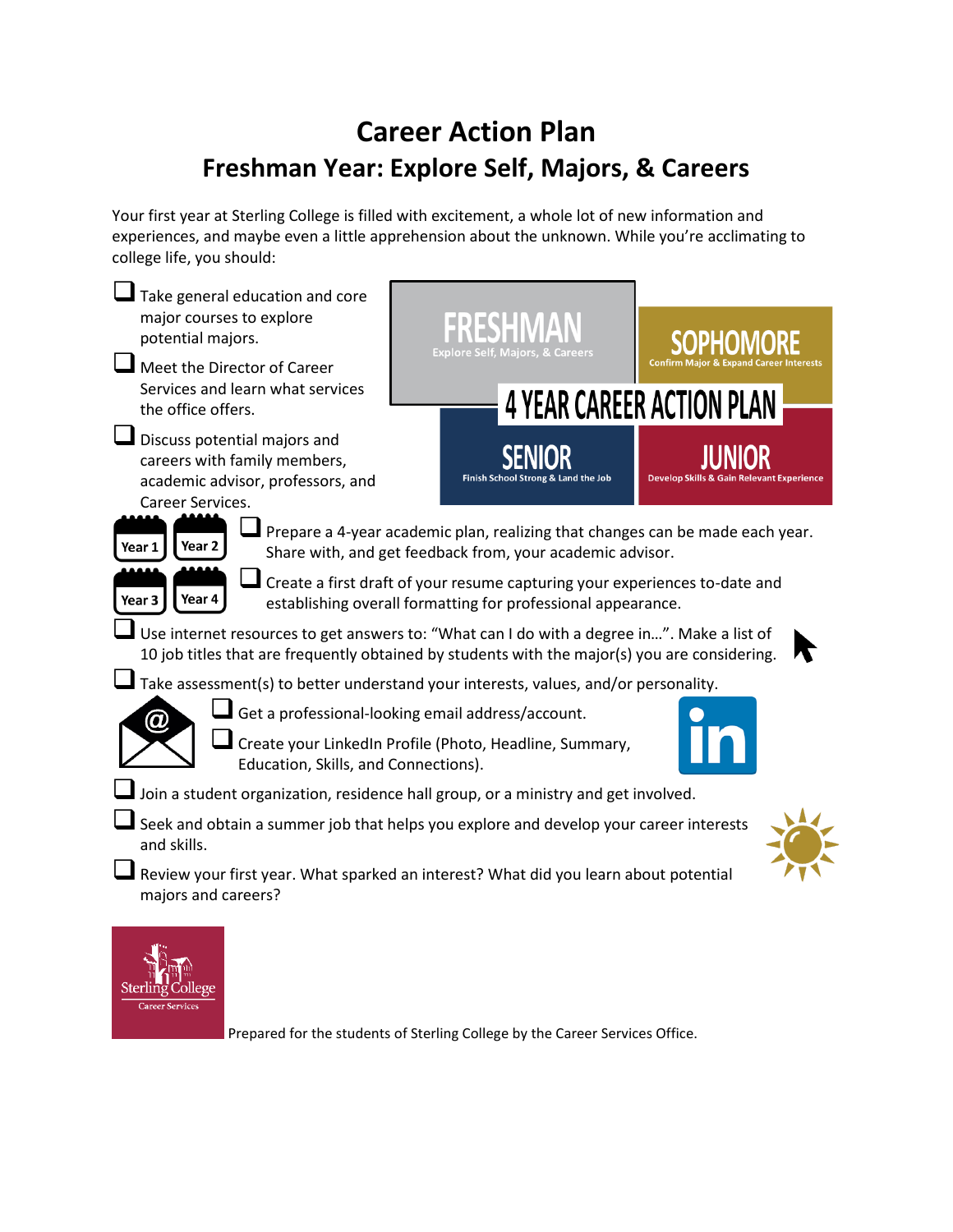# Career Action Plan

## Freshman Year: Explore Self, Majors, & Careers

Your first year at Sterling College is filled with excitement, a whole lot of new information and experiences, and maybe even a little apprehension about the unknown. While you're acclimating to college life, you should:

- ❑ Take general education and core major courses to explore potential majors.
- ❑ Meet the Director of Career Services and learn what services the office offers.
- ❑ Discuss potential majors and careers with family members, academic advisor, professors, and Career Services.
- ❑ Prepare a 4-year academic plan, realizing that changes can be made each year. Share with, and get feedback from, your academic advisor.
- ❑ Create a first draft of your resume capturing your experiences to-date and establishing overall formatting for professional appearance.
- ❑ Use internet resources to get answers to: "What can I do with a degree in…". Make a list of 10 job titles that are frequently obtained by students with the major(s) you are considering.
- ❑ Take assessment(s) to better understand your interests, values, and/or personality.
- ❑ Get a professional-looking email address/account.
- ❑ Create your LinkedIn Profile (Photo, Headline, Summary, Education, Skills, and Connections).
- ❑ Join a student organization, residence hall group, or a ministry and get involved.
- ❑ Seek and obtain a summer job that helps you explore and develop your career interests and skills.
- ❑ Review your first year. What sparked an interest? What did you learn about potential majors and careers?

Prepared for the students of Sterling College by the Career Services Office.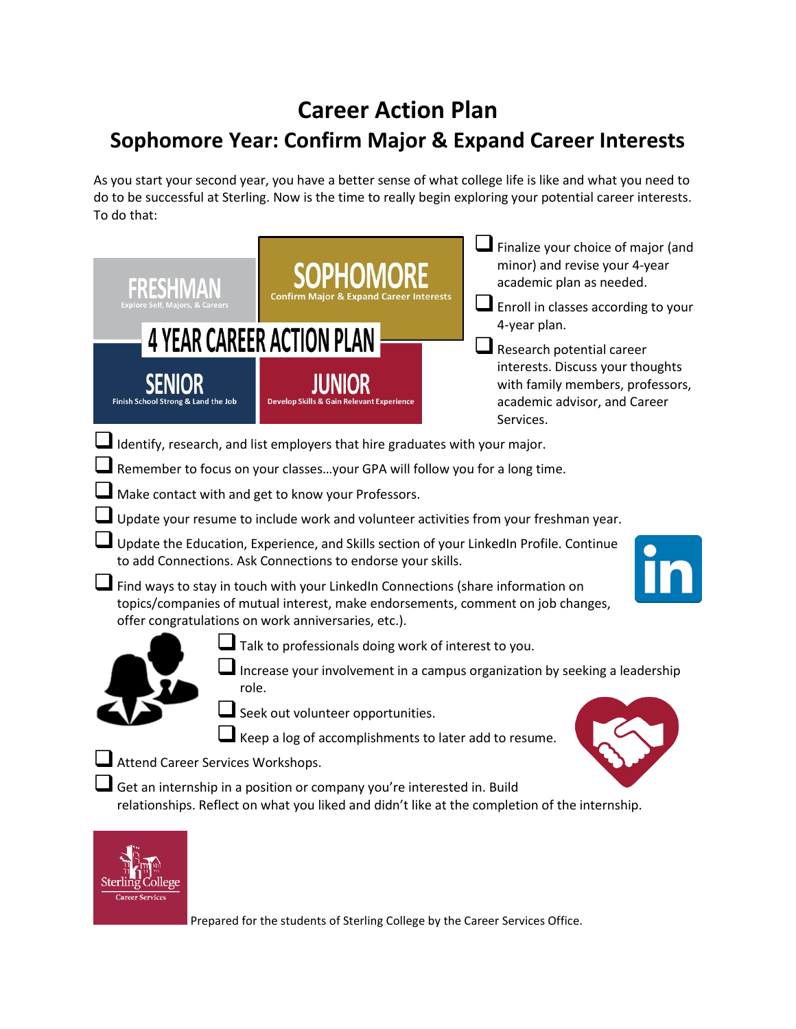# Career Action Plan

## Sophomore Year: Confirm Major & Expand Career Interests

As you start your second year, you have a better sense of what college life is like and what you need to do to be successful at Sterling. Now is the time to really begin exploring your potential career interests. To do that:

- ❑ Finalize your choice of major (and minor) and revise your 4-year academic plan as needed.
- ❑ Enroll in classes according to your 4-year plan.
- ❑ Research potential career interests. Discuss your thoughts with family members, professors, academic advisor, and Career Services.
- ❑ Identify, research, and list employers that hire graduates with your major.
- ❑ Remember to focus on your classes…your GPA will follow you for a long time.
- ❑ Make contact with and get to know your Professors.
- ❑ Update your resume to include work and volunteer activities from your freshman year.
- ❑ Update the Education, Experience, and Skills section of your LinkedIn Profile. Continue to add Connections. Ask Connections to endorse your skills.
- ❑ Find ways to stay in touch with your LinkedIn Connections (share information on topics/companies of mutual interest, make endorsements, comment on job changes, offer congratulations on work anniversaries, etc.).
- ❑ Talk to professionals doing work of interest to you.
- ❑ Increase your involvement in a campus organization by seeking a leadership role.
- ❑ Seek out volunteer opportunities.
- ❑ Keep a log of accomplishments to later add to resume.
- ❑ Attend Career Services Workshops.
- ❑ Get an internship in a position or company you're interested in. Build relationships. Reflect on what you liked and didn't like at the completion of the internship.

Prepared for the students of Sterling College by the Career Services Office.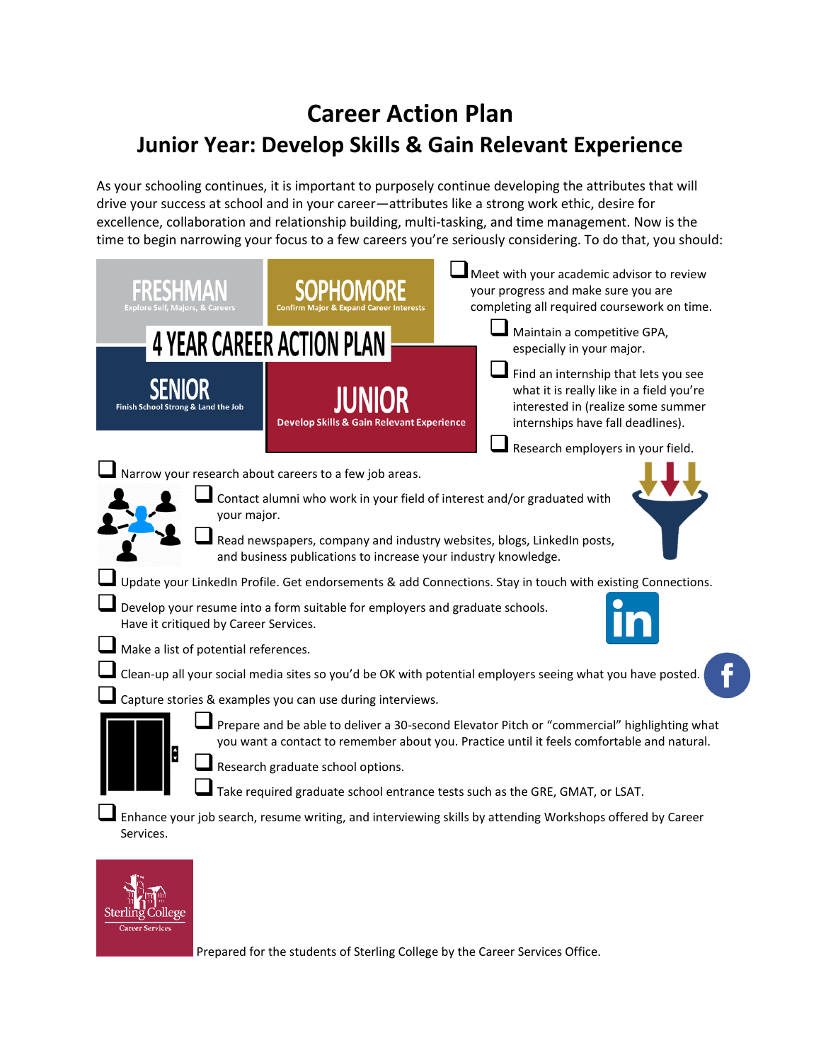# Career Action Plan

## Junior Year: Develop Skills & Gain Relevant Experience

As your schooling continues, it is important to purposely continue developing the attributes that will drive your success at school and in your career—attributes like a strong work ethic, desire for excellence, collaboration and relationship building, multi-tasking, and time management. Now is the time to begin narrowing your focus to a few careers you're seriously considering. To do that, you should:

- ❑ Meet with your academic advisor to review your progress and make sure you are completing all required coursework on time.
  - ❑ Maintain a competitive GPA, especially in your major.
  - ❑ Find an internship that lets you see what it is really like in a field you're interested in (realize some summer internships have fall deadlines).
  - ❑ Research employers in your field.
- ❑ Narrow your research about careers to a few job areas.
  - ❑ Contact alumni who work in your field of interest and/or graduated with your major.
  - ❑ Read newspapers, company and industry websites, blogs, LinkedIn posts, and business publications to increase your industry knowledge.
- ❑ Update your LinkedIn Profile. Get endorsements & add Connections. Stay in touch with existing Connections.
- ❑ Develop your resume into a form suitable for employers and graduate schools. Have it critiqued by Career Services.
- ❑ Make a list of potential references.
- ❑ Clean-up all your social media sites so you'd be OK with potential employers seeing what you have posted.
- ❑ Capture stories & examples you can use during interviews.
  - ❑ Prepare and be able to deliver a 30-second Elevator Pitch or "commercial" highlighting what you want a contact to remember about you. Practice until it feels comfortable and natural.
  - ❑ Research graduate school options.
  - ❑ Take required graduate school entrance tests such as the GRE, GMAT, or LSAT.
- ❑ Enhance your job search, resume writing, and interviewing skills by attending Workshops offered by Career Services.

Prepared for the students of Sterling College by the Career Services Office.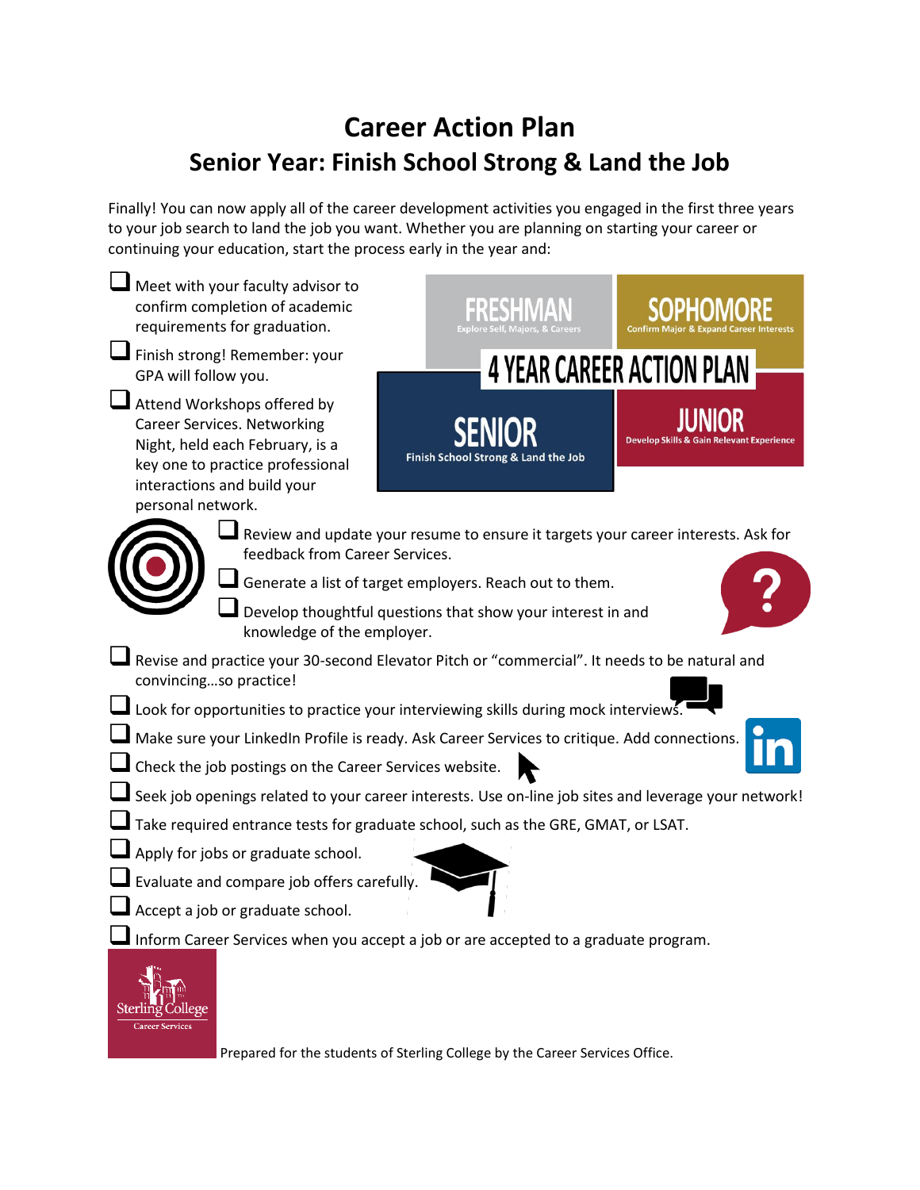# Career Action Plan

## Senior Year: Finish School Strong & Land the Job

Finally! You can now apply all of the career development activities you engaged in the first three years to your job search to land the job you want. Whether you are planning on starting your career or continuing your education, start the process early in the year and:

- [ ] Meet with your faculty advisor to confirm completion of academic requirements for graduation.
- [ ] Finish strong! Remember: your GPA will follow you.
- [ ] Attend Workshops offered by Career Services. Networking Night, held each February, is a key one to practice professional interactions and build your personal network.

FRESHMAN
Explore Self, Majors, & Careers

SOPHOMORE
Confirm Major & Expand Career Interests

4 YEAR CAREER ACTION PLAN

SENIOR
Finish School Strong & Land the Job

JUNIOR
Develop Skills & Gain Relevant Experience

- [ ] Review and update your resume to ensure it targets your career interests. Ask for feedback from Career Services.
- [ ] Generate a list of target employers. Reach out to them.
- [ ] Develop thoughtful questions that show your interest in and knowledge of the employer.
- [ ] Revise and practice your 30-second Elevator Pitch or "commercial". It needs to be natural and convincing…so practice!
- [ ] Look for opportunities to practice your interviewing skills during mock interviews.
- [ ] Make sure your LinkedIn Profile is ready. Ask Career Services to critique. Add connections.
- [ ] Check the job postings on the Career Services website.
- [ ] Seek job openings related to your career interests. Use on-line job sites and leverage your network!
- [ ] Take required entrance tests for graduate school, such as the GRE, GMAT, or LSAT.
- [ ] Apply for jobs or graduate school.
- [ ] Evaluate and compare job offers carefully.
- [ ] Accept a job or graduate school.
- [ ] Inform Career Services when you accept a job or are accepted to a graduate program.

Sterling College
Career Services

Prepared for the students of Sterling College by the Career Services Office.